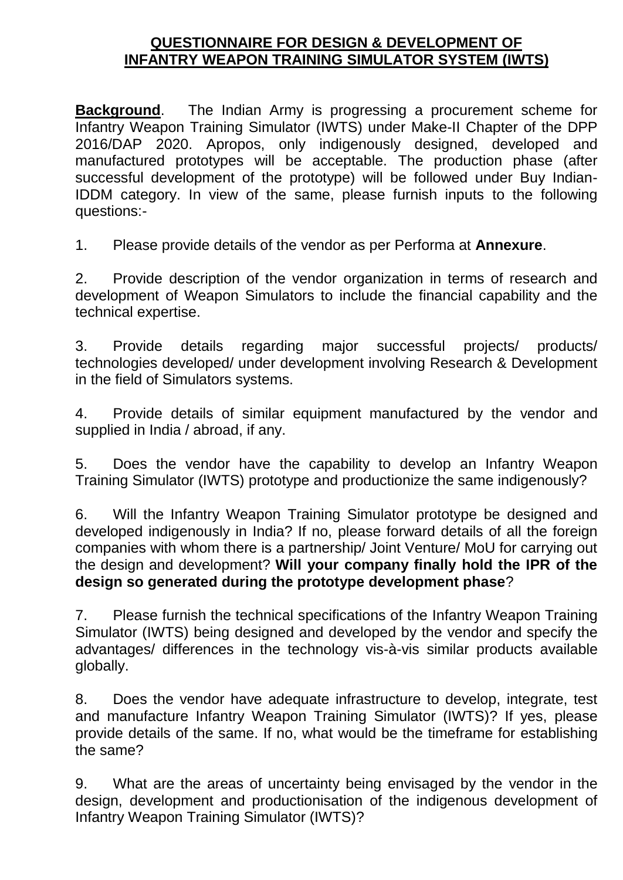# QUESTIONNAIRE FOR DESIGN & DEVELOPMENT OF INFANTRY WEAPON TRAINING SIMULATOR SYSTEM (IWTS)

**Background**. The Indian Army is progressing a procurement scheme for Infantry Weapon Training Simulator (IWTS) under Make-II Chapter of the DPP 2016/DAP 2020. Apropos, only indigenously designed, developed and manufactured prototypes will be acceptable. The production phase (after successful development of the prototype) will be followed under Buy Indian-IDDM category. In view of the same, please furnish inputs to the following questions:-

1. Please provide details of the vendor as per Performa at **Annexure**.

2. Provide description of the vendor organization in terms of research and development of Weapon Simulators to include the financial capability and the technical expertise.

3. Provide details regarding major successful projects/ products/ technologies developed/ under development involving Research & Development in the field of Simulators systems.

4. Provide details of similar equipment manufactured by the vendor and supplied in India / abroad, if any.

5. Does the vendor have the capability to develop an Infantry Weapon Training Simulator (IWTS) prototype and productionize the same indigenously?

6. Will the Infantry Weapon Training Simulator prototype be designed and developed indigenously in India? If no, please forward details of all the foreign companies with whom there is a partnership/ Joint Venture/ MoU for carrying out the design and development? **Will your company finally hold the IPR of the design so generated during the prototype development phase**?

7. Please furnish the technical specifications of the Infantry Weapon Training Simulator (IWTS) being designed and developed by the vendor and specify the advantages/ differences in the technology vis-à-vis similar products available globally.

8. Does the vendor have adequate infrastructure to develop, integrate, test and manufacture Infantry Weapon Training Simulator (IWTS)? If yes, please provide details of the same. If no, what would be the timeframe for establishing the same?

9. What are the areas of uncertainty being envisaged by the vendor in the design, development and productionisation of the indigenous development of Infantry Weapon Training Simulator (IWTS)?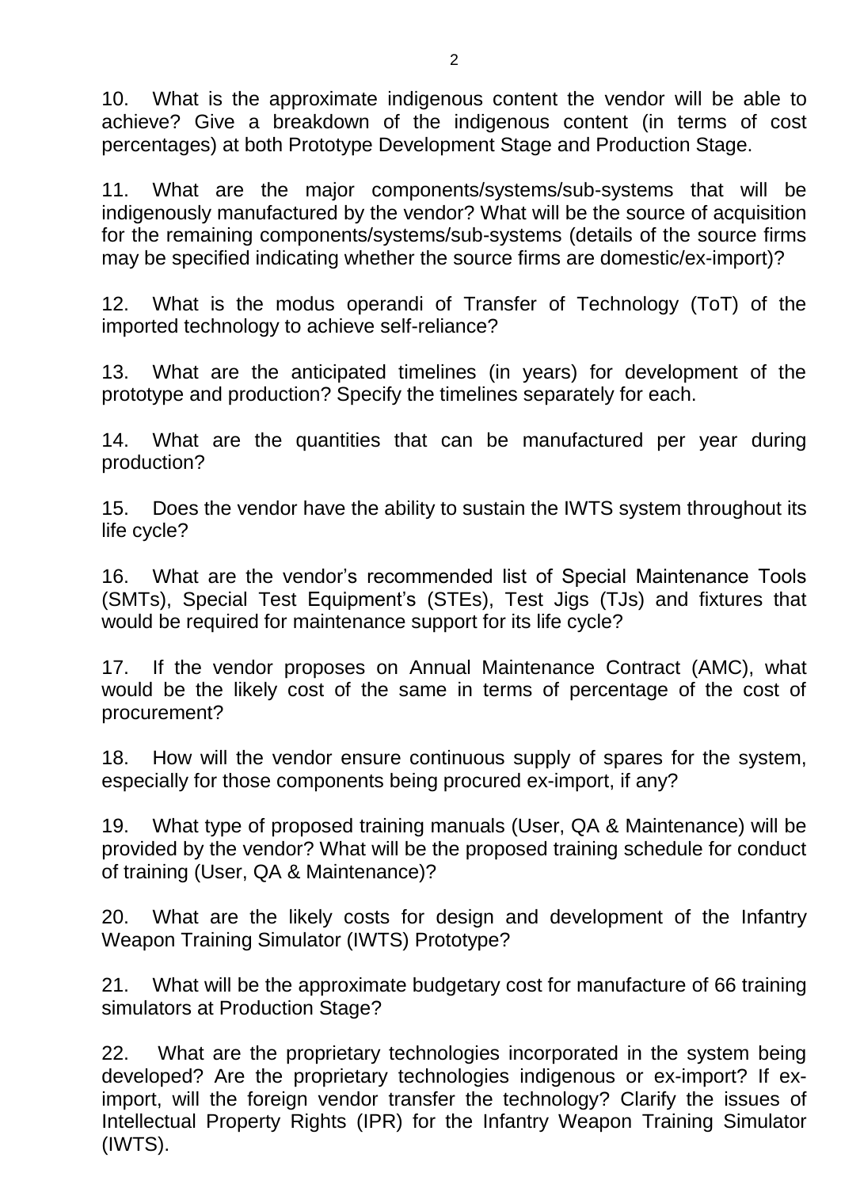10. What is the approximate indigenous content the vendor will be able to achieve? Give a breakdown of the indigenous content (in terms of cost percentages) at both Prototype Development Stage and Production Stage.

11. What are the major components/systems/sub-systems that will be indigenously manufactured by the vendor? What will be the source of acquisition for the remaining components/systems/sub-systems (details of the source firms may be specified indicating whether the source firms are domestic/ex-import)?

12. What is the modus operandi of Transfer of Technology (ToT) of the imported technology to achieve self-reliance?

13. What are the anticipated timelines (in years) for development of the prototype and production? Specify the timelines separately for each.

14. What are the quantities that can be manufactured per year during production?

15. Does the vendor have the ability to sustain the IWTS system throughout its life cycle?

16. What are the vendor's recommended list of Special Maintenance Tools (SMTs), Special Test Equipment's (STEs), Test Jigs (TJs) and fixtures that would be required for maintenance support for its life cycle?

17. If the vendor proposes on Annual Maintenance Contract (AMC), what would be the likely cost of the same in terms of percentage of the cost of procurement?

18. How will the vendor ensure continuous supply of spares for the system, especially for those components being procured ex-import, if any?

19. What type of proposed training manuals (User, QA & Maintenance) will be provided by the vendor? What will be the proposed training schedule for conduct of training (User, QA & Maintenance)?

20. What are the likely costs for design and development of the Infantry Weapon Training Simulator (IWTS) Prototype?

21. What will be the approximate budgetary cost for manufacture of 66 training simulators at Production Stage?

22. What are the proprietary technologies incorporated in the system being developed? Are the proprietary technologies indigenous or ex-import? If ex-import, will the foreign vendor transfer the technology? Clarify the issues of Intellectual Property Rights (IPR) for the Infantry Weapon Training Simulator (IWTS).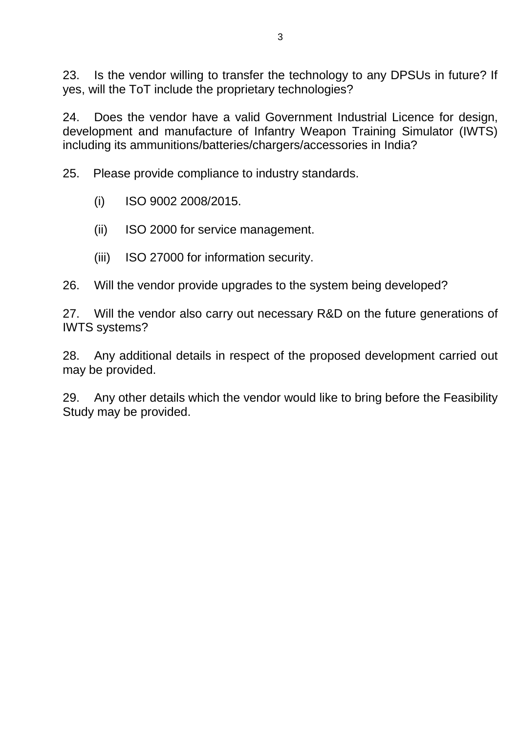23. Is the vendor willing to transfer the technology to any DPSUs in future? If yes, will the ToT include the proprietary technologies?

24. Does the vendor have a valid Government Industrial Licence for design, development and manufacture of Infantry Weapon Training Simulator (IWTS) including its ammunitions/batteries/chargers/accessories in India?

25. Please provide compliance to industry standards.

(i) ISO 9002 2008/2015.

(ii) ISO 2000 for service management.

(iii) ISO 27000 for information security.

26. Will the vendor provide upgrades to the system being developed?

27. Will the vendor also carry out necessary R&D on the future generations of IWTS systems?

28. Any additional details in respect of the proposed development carried out may be provided.

29. Any other details which the vendor would like to bring before the Feasibility Study may be provided.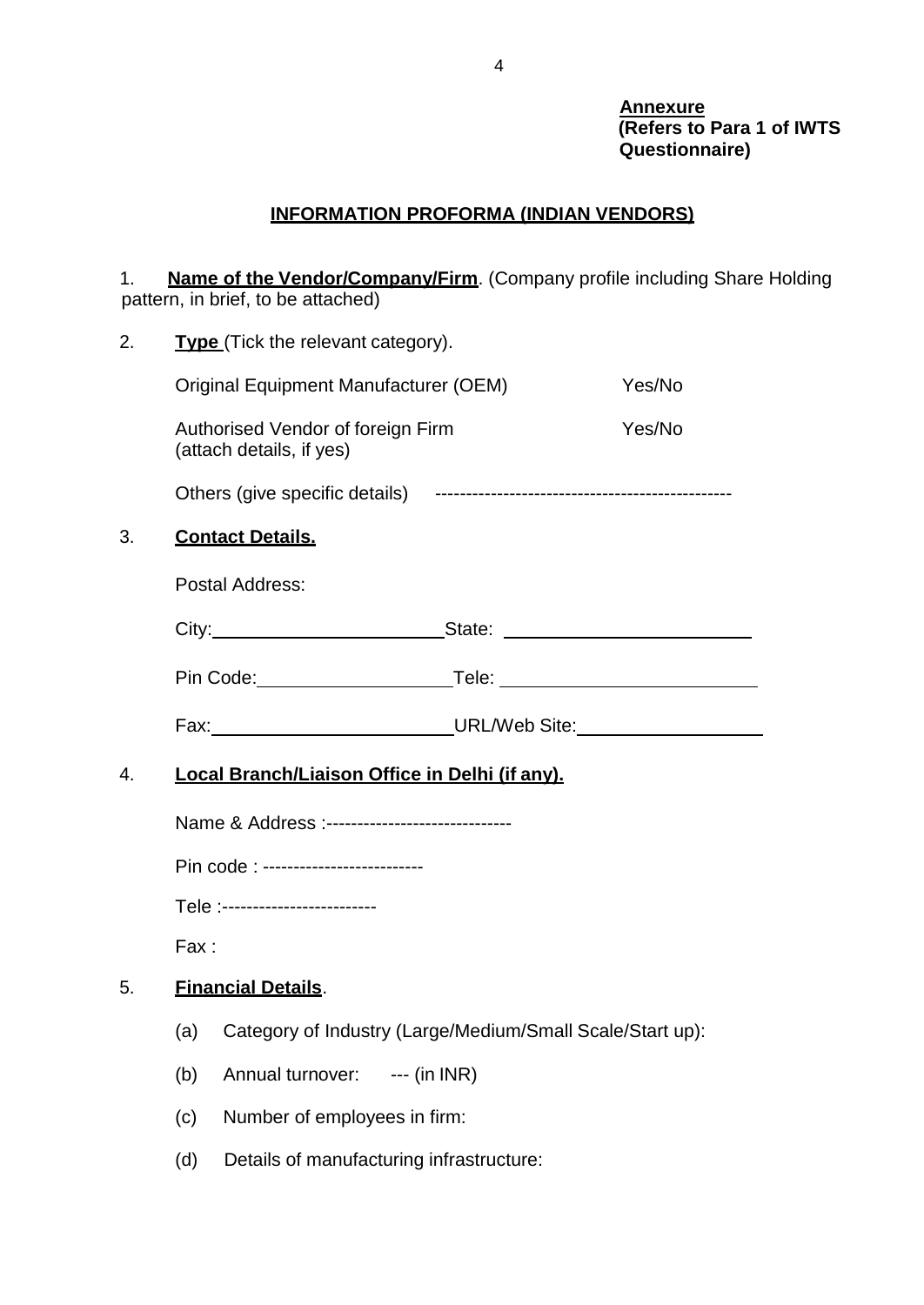**Annexure**
**(Refers to Para 1 of IWTS Questionnaire)**

## INFORMATION PROFORMA (INDIAN VENDORS)

1. **Name of the Vendor/Company/Firm**. (Company profile including Share Holding pattern, in brief, to be attached)

2. **Type** (Tick the relevant category).

   Original Equipment Manufacturer (OEM) Yes/No

   Authorised Vendor of foreign Firm (attach details, if yes) Yes/No

   Others (give specific details) ------------------------------------------------

3. **Contact Details.**

   Postal Address:

   City:________________________State: ________________________

   Pin Code:____________________Tele: ________________________

   Fax:________________________URL/Web Site:____________________

4. **Local Branch/Liaison Office in Delhi (if any).**

   Name & Address :------------------------------

   Pin code : --------------------------

   Tele :-------------------------

   Fax :

5. **Financial Details**.

   (a) Category of Industry (Large/Medium/Small Scale/Start up):

   (b) Annual turnover: --- (in INR)

   (c) Number of employees in firm:

   (d) Details of manufacturing infrastructure: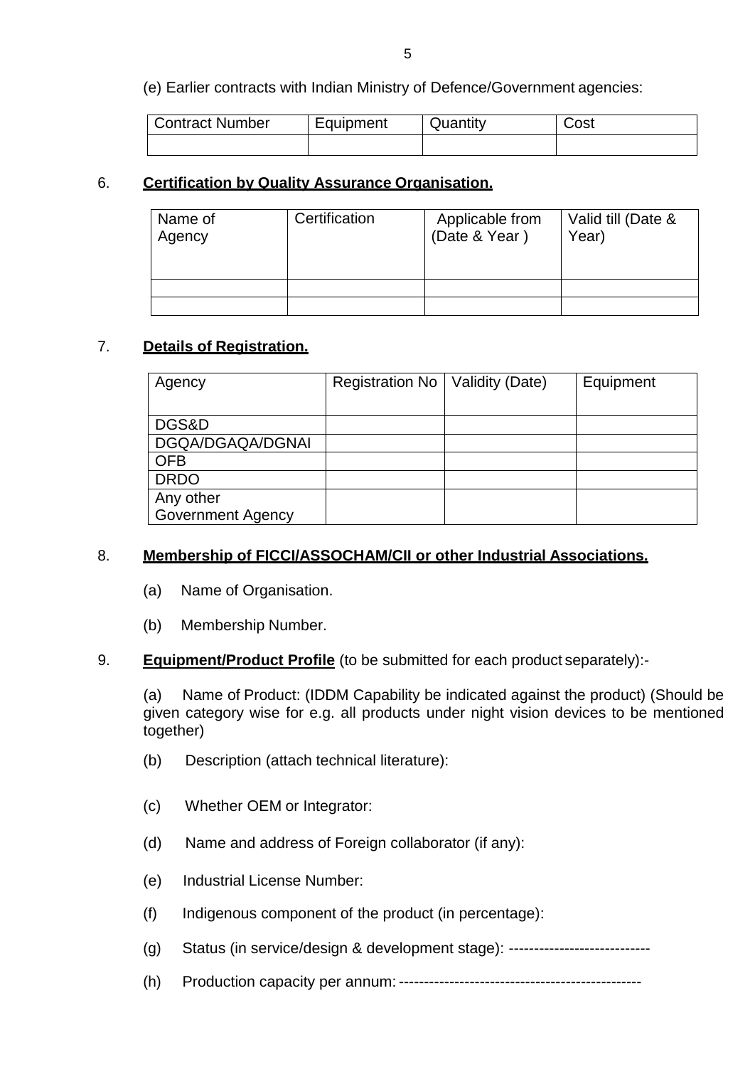(e) Earlier contracts with Indian Ministry of Defence/Government agencies:

| Contract Number | Equipment | Quantity | Cost |
|---|---|---|---|
| | | | |

6. **Certification by Quality Assurance Organisation.**

| Name of Agency | Certification | Applicable from (Date & Year ) | Valid till (Date & Year) |
|---|---|---|---|
| | | | |
| | | | |

7. **Details of Registration.**

| Agency | Registration No | Validity (Date) | Equipment |
|---|---|---|---|
| DGS&D | | | |
| DGQA/DGAQA/DGNAI | | | |
| OFB | | | |
| DRDO | | | |
| Any other Government Agency | | | |

8. **Membership of FICCI/ASSOCHAM/CII or other Industrial Associations.**

(a) Name of Organisation.

(b) Membership Number.

9. **Equipment/Product Profile** (to be submitted for each product separately):-

(a) Name of Product: (IDDM Capability be indicated against the product) (Should be given category wise for e.g. all products under night vision devices to be mentioned together)

(b) Description (attach technical literature):

(c) Whether OEM or Integrator:

(d) Name and address of Foreign collaborator (if any):

(e) Industrial License Number:

(f) Indigenous component of the product (in percentage):

(g) Status (in service/design & development stage): ----------------------------

(h) Production capacity per annum: ------------------------------------------------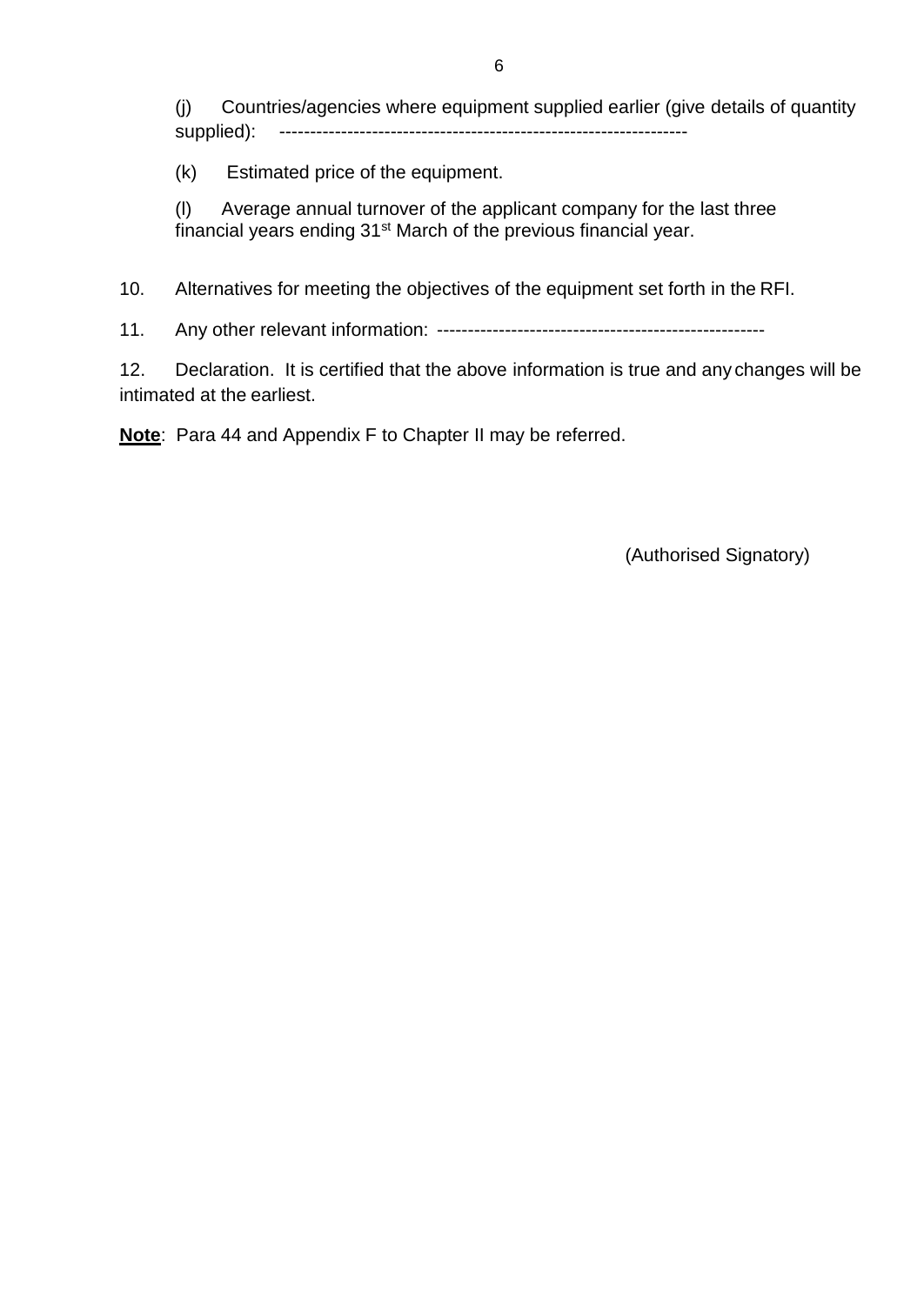(j) Countries/agencies where equipment supplied earlier (give details of quantity supplied): -----------------------------------------------------------------

(k) Estimated price of the equipment.

(l) Average annual turnover of the applicant company for the last three financial years ending 31st March of the previous financial year.

10. Alternatives for meeting the objectives of the equipment set forth in the RFI.

11. Any other relevant information: -----------------------------------------------------

12. Declaration. It is certified that the above information is true and any changes will be intimated at the earliest.

**Note**: Para 44 and Appendix F to Chapter II may be referred.

(Authorised Signatory)